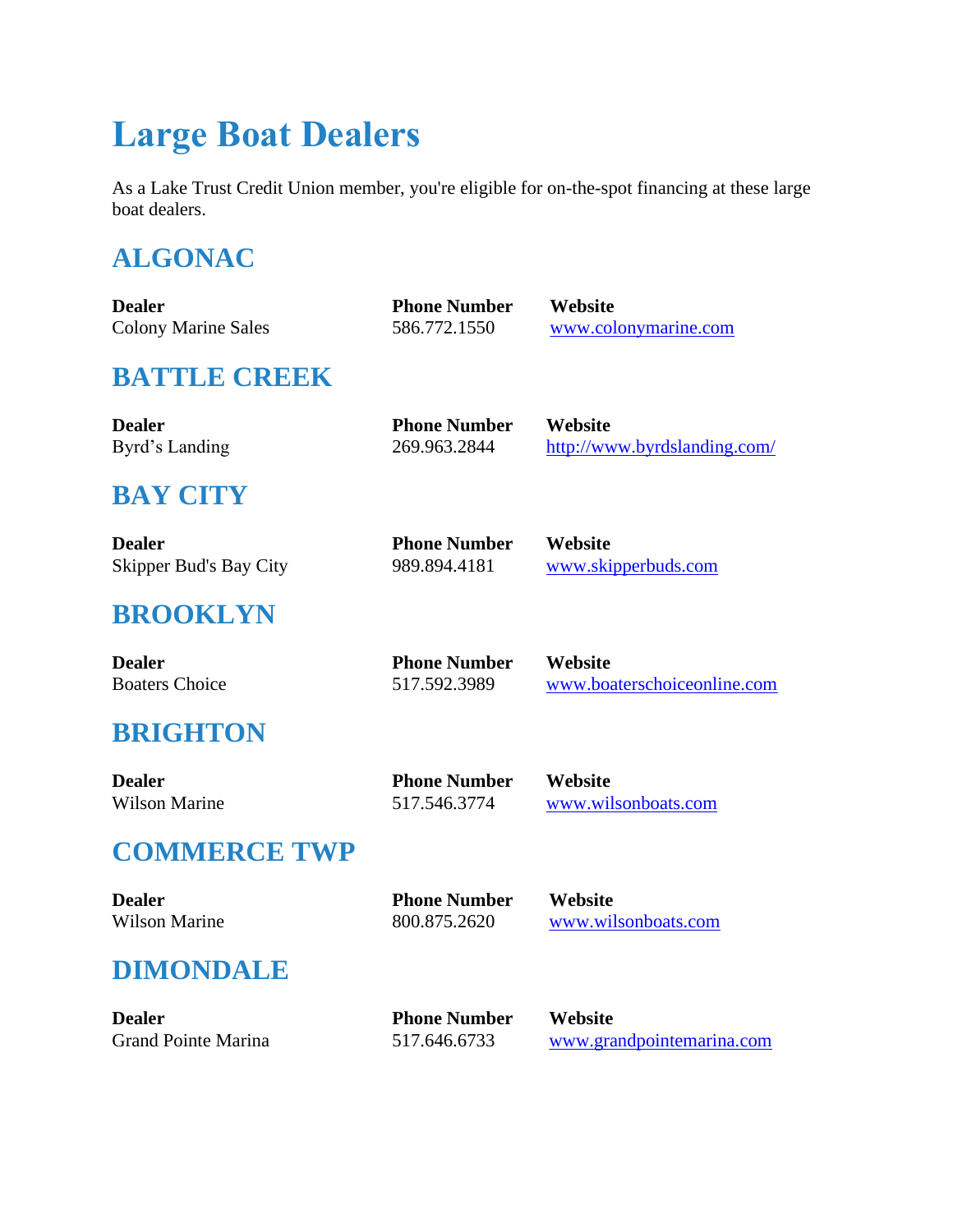# Large Boat Dealers

As a Lake Trust Credit Union member, you're eligible for on-the-spot financing at these large boat dealers.

## ALGONAC

| Dealer | Phone Number | Website |
|---|---|---|
| Colony Marine Sales | 586.772.1550 | www.colonymarine.com |

## BATTLE CREEK

| Dealer | Phone Number | Website |
|---|---|---|
| Byrd's Landing | 269.963.2844 | http://www.byrdslanding.com/ |

## BAY CITY

| Dealer | Phone Number | Website |
|---|---|---|
| Skipper Bud's Bay City | 989.894.4181 | www.skipperbuds.com |

## BROOKLYN

| Dealer | Phone Number | Website |
|---|---|---|
| Boaters Choice | 517.592.3989 | www.boaterschoiceonline.com |

## BRIGHTON

| Dealer | Phone Number | Website |
|---|---|---|
| Wilson Marine | 517.546.3774 | www.wilsonboats.com |

## COMMERCE TWP

| Dealer | Phone Number | Website |
|---|---|---|
| Wilson Marine | 800.875.2620 | www.wilsonboats.com |

## DIMONDALE

| Dealer | Phone Number | Website |
|---|---|---|
| Grand Pointe Marina | 517.646.6733 | www.grandpointemarina.com |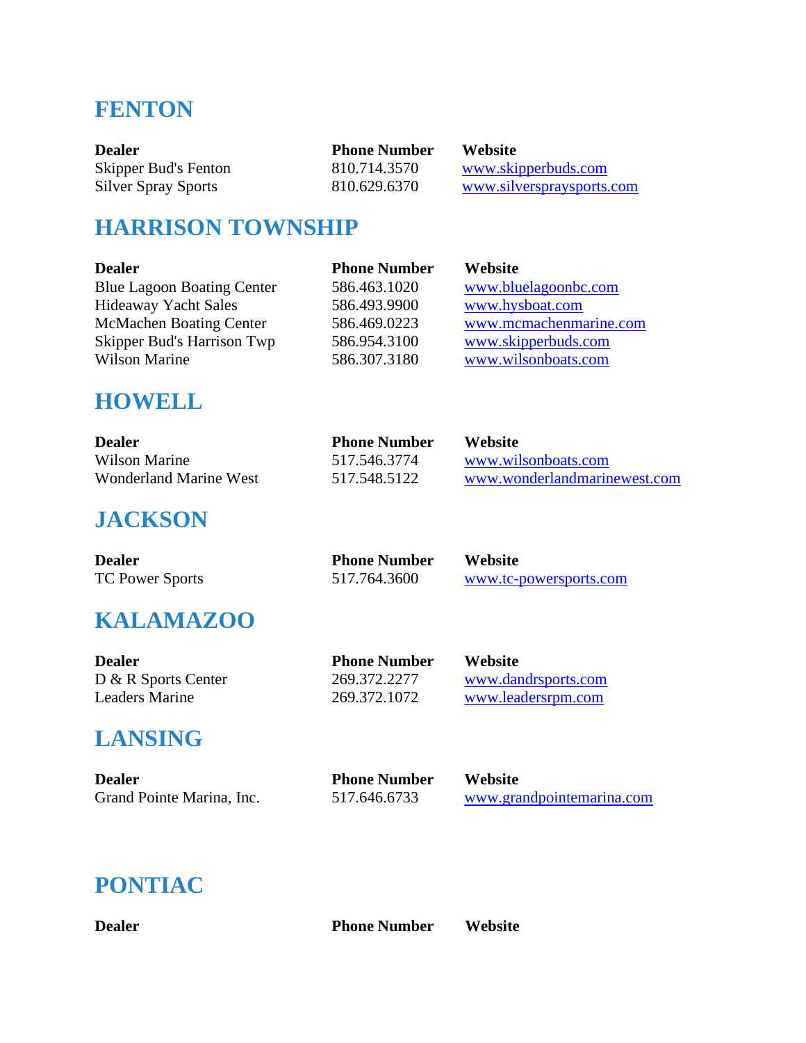## FENTON

| Dealer | Phone Number | Website |
| --- | --- | --- |
| Skipper Bud's Fenton | 810.714.3570 | www.skipperbuds.com |
| Silver Spray Sports | 810.629.6370 | www.silverspraysports.com |

## HARRISON TOWNSHIP

| Dealer | Phone Number | Website |
| --- | --- | --- |
| Blue Lagoon Boating Center | 586.463.1020 | www.bluelagoonbc.com |
| Hideaway Yacht Sales | 586.493.9900 | www.hysboat.com |
| McMachen Boating Center | 586.469.0223 | www.mcmachenmarine.com |
| Skipper Bud's Harrison Twp | 586.954.3100 | www.skipperbuds.com |
| Wilson Marine | 586.307.3180 | www.wilsonboats.com |

## HOWELL

| Dealer | Phone Number | Website |
| --- | --- | --- |
| Wilson Marine | 517.546.3774 | www.wilsonboats.com |
| Wonderland Marine West | 517.548.5122 | www.wonderlandmarinewest.com |

## JACKSON

| Dealer | Phone Number | Website |
| --- | --- | --- |
| TC Power Sports | 517.764.3600 | www.tc-powersports.com |

## KALAMAZOO

| Dealer | Phone Number | Website |
| --- | --- | --- |
| D & R Sports Center | 269.372.2277 | www.dandrsports.com |
| Leaders Marine | 269.372.1072 | www.leadersrpm.com |

## LANSING

| Dealer | Phone Number | Website |
| --- | --- | --- |
| Grand Pointe Marina, Inc. | 517.646.6733 | www.grandpointemarina.com |

## PONTIAC

| Dealer | Phone Number | Website |
| --- | --- | --- |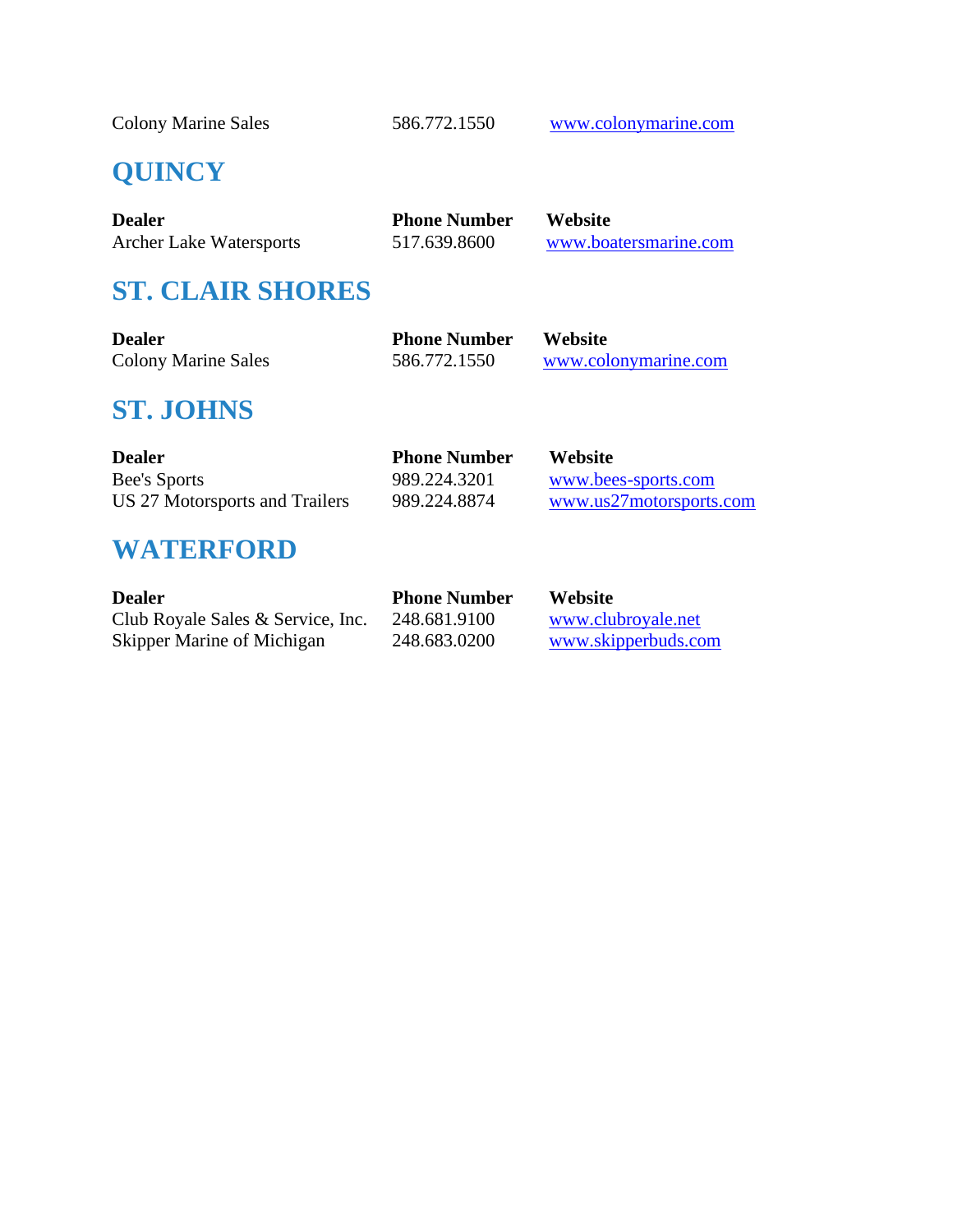| | | |
|---|---|---|
| Colony Marine Sales | 586.772.1550 | www.colonymarine.com |

## QUINCY

| Dealer | Phone Number | Website |
|---|---|---|
| Archer Lake Watersports | 517.639.8600 | www.boatersmarine.com |

## ST. CLAIR SHORES

| Dealer | Phone Number | Website |
|---|---|---|
| Colony Marine Sales | 586.772.1550 | www.colonymarine.com |

## ST. JOHNS

| Dealer | Phone Number | Website |
|---|---|---|
| Bee's Sports | 989.224.3201 | www.bees-sports.com |
| US 27 Motorsports and Trailers | 989.224.8874 | www.us27motorsports.com |

## WATERFORD

| Dealer | Phone Number | Website |
|---|---|---|
| Club Royale Sales & Service, Inc. | 248.681.9100 | www.clubroyale.net |
| Skipper Marine of Michigan | 248.683.0200 | www.skipperbuds.com |